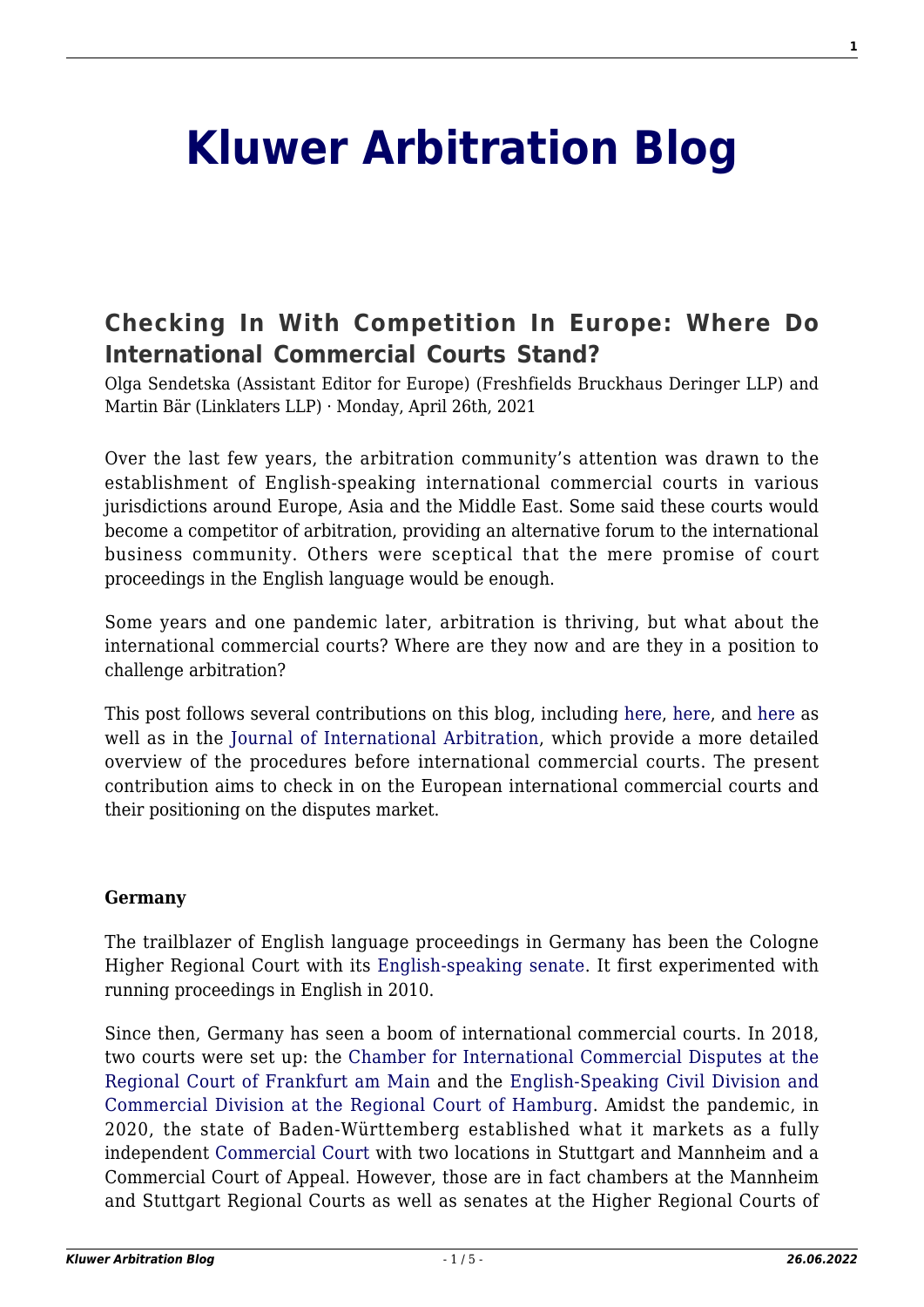# Kluwer Arbitration Blog

## Checking In With Competition In Europe: Where Do International Commercial Courts Stand?

Olga Sendetska (Assistant Editor for Europe) (Freshfields Bruckhaus Deringer LLP) and Martin Bär (Linklaters LLP) · Monday, April 26th, 2021

Over the last few years, the arbitration community's attention was drawn to the establishment of English-speaking international commercial courts in various jurisdictions around Europe, Asia and the Middle East. Some said these courts would become a competitor of arbitration, providing an alternative forum to the international business community. Others were sceptical that the mere promise of court proceedings in the English language would be enough.

Some years and one pandemic later, arbitration is thriving, but what about the international commercial courts? Where are they now and are they in a position to challenge arbitration?

This post follows several contributions on this blog, including here, here, and here as well as in the Journal of International Arbitration, which provide a more detailed overview of the procedures before international commercial courts. The present contribution aims to check in on the European international commercial courts and their positioning on the disputes market.

**Germany**

The trailblazer of English language proceedings in Germany has been the Cologne Higher Regional Court with its English-speaking senate. It first experimented with running proceedings in English in 2010.

Since then, Germany has seen a boom of international commercial courts. In 2018, two courts were set up: the Chamber for International Commercial Disputes at the Regional Court of Frankfurt am Main and the English-Speaking Civil Division and Commercial Division at the Regional Court of Hamburg. Amidst the pandemic, in 2020, the state of Baden-Württemberg established what it markets as a fully independent Commercial Court with two locations in Stuttgart and Mannheim and a Commercial Court of Appeal. However, those are in fact chambers at the Mannheim and Stuttgart Regional Courts as well as senates at the Higher Regional Courts of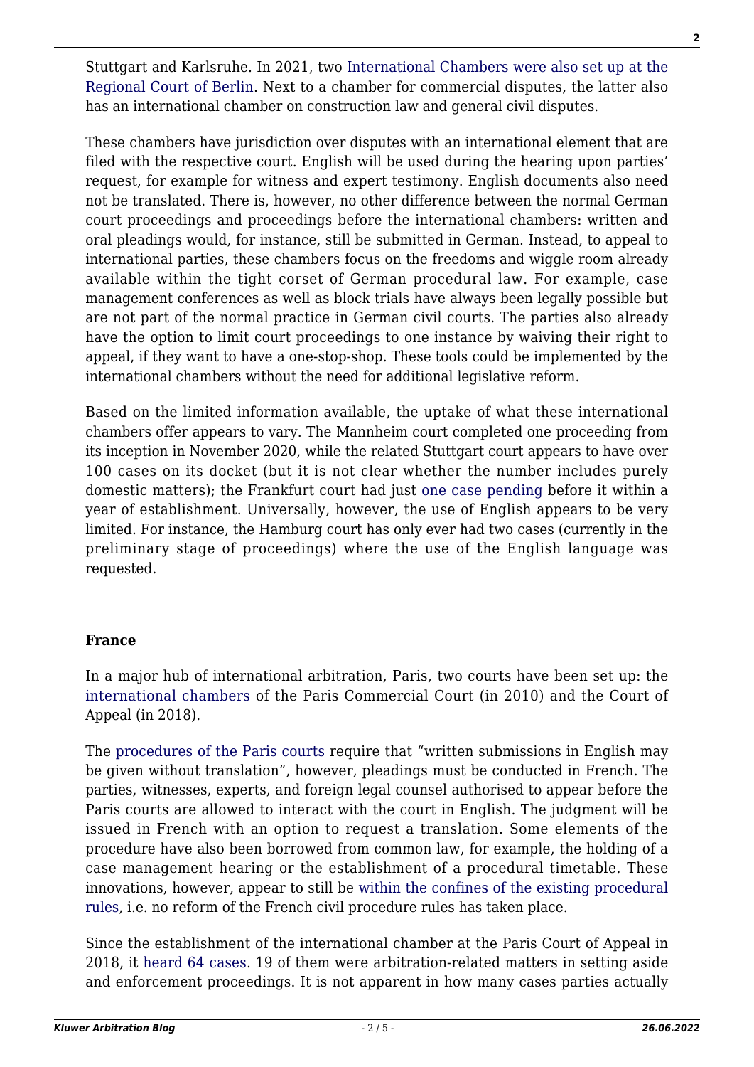Stuttgart and Karlsruhe. In 2021, two International Chambers were also set up at the Regional Court of Berlin. Next to a chamber for commercial disputes, the latter also has an international chamber on construction law and general civil disputes.

These chambers have jurisdiction over disputes with an international element that are filed with the respective court. English will be used during the hearing upon parties' request, for example for witness and expert testimony. English documents also need not be translated. There is, however, no other difference between the normal German court proceedings and proceedings before the international chambers: written and oral pleadings would, for instance, still be submitted in German. Instead, to appeal to international parties, these chambers focus on the freedoms and wiggle room already available within the tight corset of German procedural law. For example, case management conferences as well as block trials have always been legally possible but are not part of the normal practice in German civil courts. The parties also already have the option to limit court proceedings to one instance by waiving their right to appeal, if they want to have a one-stop-shop. These tools could be implemented by the international chambers without the need for additional legislative reform.

Based on the limited information available, the uptake of what these international chambers offer appears to vary. The Mannheim court completed one proceeding from its inception in November 2020, while the related Stuttgart court appears to have over 100 cases on its docket (but it is not clear whether the number includes purely domestic matters); the Frankfurt court had just one case pending before it within a year of establishment. Universally, however, the use of English appears to be very limited. For instance, the Hamburg court has only ever had two cases (currently in the preliminary stage of proceedings) where the use of the English language was requested.

**France**

In a major hub of international arbitration, Paris, two courts have been set up: the international chambers of the Paris Commercial Court (in 2010) and the Court of Appeal (in 2018).

The procedures of the Paris courts require that "written submissions in English may be given without translation", however, pleadings must be conducted in French. The parties, witnesses, experts, and foreign legal counsel authorised to appear before the Paris courts are allowed to interact with the court in English. The judgment will be issued in French with an option to request a translation. Some elements of the procedure have also been borrowed from common law, for example, the holding of a case management hearing or the establishment of a procedural timetable. These innovations, however, appear to still be within the confines of the existing procedural rules, i.e. no reform of the French civil procedure rules has taken place.

Since the establishment of the international chamber at the Paris Court of Appeal in 2018, it heard 64 cases. 19 of them were arbitration-related matters in setting aside and enforcement proceedings. It is not apparent in how many cases parties actually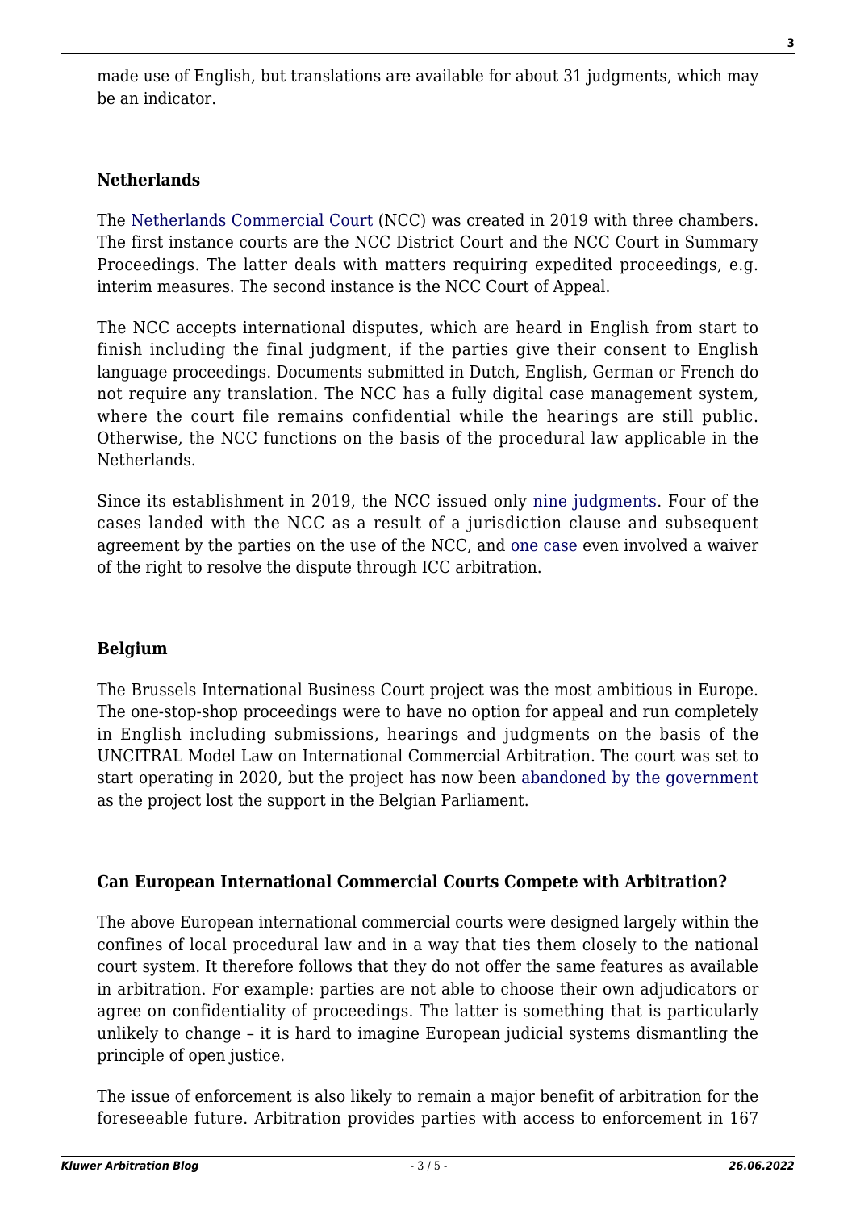made use of English, but translations are available for about 31 judgments, which may be an indicator.

### Netherlands

The Netherlands Commercial Court (NCC) was created in 2019 with three chambers. The first instance courts are the NCC District Court and the NCC Court in Summary Proceedings. The latter deals with matters requiring expedited proceedings, e.g. interim measures. The second instance is the NCC Court of Appeal.

The NCC accepts international disputes, which are heard in English from start to finish including the final judgment, if the parties give their consent to English language proceedings. Documents submitted in Dutch, English, German or French do not require any translation. The NCC has a fully digital case management system, where the court file remains confidential while the hearings are still public. Otherwise, the NCC functions on the basis of the procedural law applicable in the Netherlands.

Since its establishment in 2019, the NCC issued only nine judgments. Four of the cases landed with the NCC as a result of a jurisdiction clause and subsequent agreement by the parties on the use of the NCC, and one case even involved a waiver of the right to resolve the dispute through ICC arbitration.

### Belgium

The Brussels International Business Court project was the most ambitious in Europe. The one-stop-shop proceedings were to have no option for appeal and run completely in English including submissions, hearings and judgments on the basis of the UNCITRAL Model Law on International Commercial Arbitration. The court was set to start operating in 2020, but the project has now been abandoned by the government as the project lost the support in the Belgian Parliament.

### Can European International Commercial Courts Compete with Arbitration?

The above European international commercial courts were designed largely within the confines of local procedural law and in a way that ties them closely to the national court system. It therefore follows that they do not offer the same features as available in arbitration. For example: parties are not able to choose their own adjudicators or agree on confidentiality of proceedings. The latter is something that is particularly unlikely to change – it is hard to imagine European judicial systems dismantling the principle of open justice.

The issue of enforcement is also likely to remain a major benefit of arbitration for the foreseeable future. Arbitration provides parties with access to enforcement in 167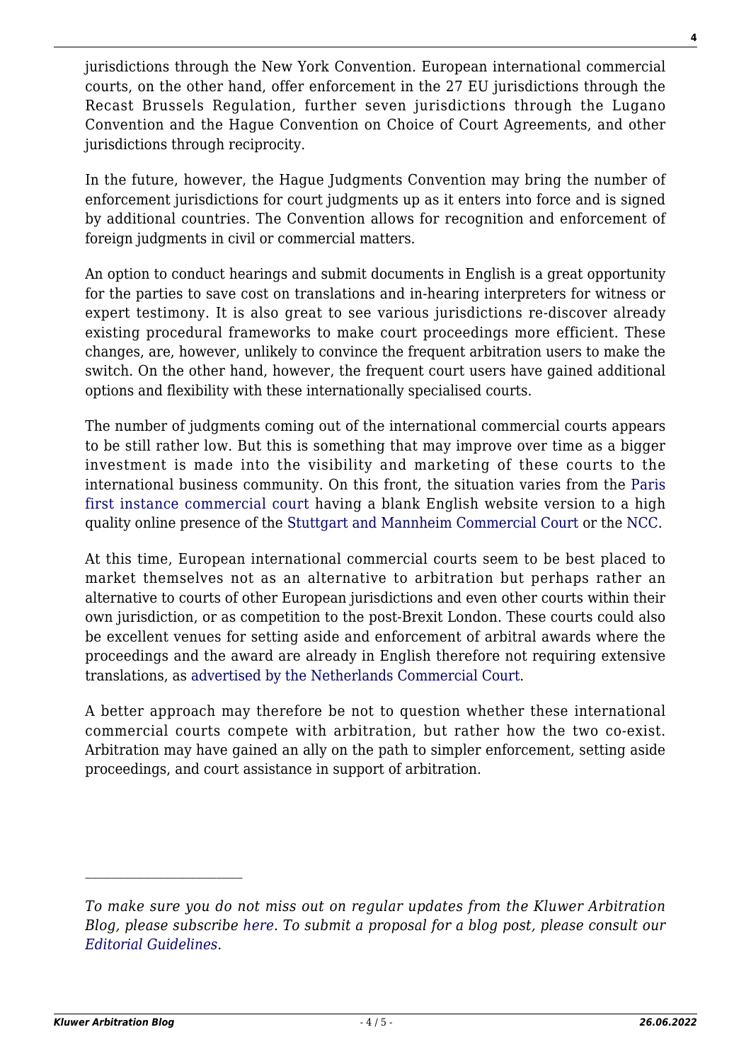jurisdictions through the New York Convention. European international commercial courts, on the other hand, offer enforcement in the 27 EU jurisdictions through the Recast Brussels Regulation, further seven jurisdictions through the Lugano Convention and the Hague Convention on Choice of Court Agreements, and other jurisdictions through reciprocity.

In the future, however, the Hague Judgments Convention may bring the number of enforcement jurisdictions for court judgments up as it enters into force and is signed by additional countries. The Convention allows for recognition and enforcement of foreign judgments in civil or commercial matters.

An option to conduct hearings and submit documents in English is a great opportunity for the parties to save cost on translations and in-hearing interpreters for witness or expert testimony. It is also great to see various jurisdictions re-discover already existing procedural frameworks to make court proceedings more efficient. These changes, are, however, unlikely to convince the frequent arbitration users to make the switch. On the other hand, however, the frequent court users have gained additional options and flexibility with these internationally specialised courts.

The number of judgments coming out of the international commercial courts appears to be still rather low. But this is something that may improve over time as a bigger investment is made into the visibility and marketing of these courts to the international business community. On this front, the situation varies from the Paris first instance commercial court having a blank English website version to a high quality online presence of the Stuttgart and Mannheim Commercial Court or the NCC.

At this time, European international commercial courts seem to be best placed to market themselves not as an alternative to arbitration but perhaps rather an alternative to courts of other European jurisdictions and even other courts within their own jurisdiction, or as competition to the post-Brexit London. These courts could also be excellent venues for setting aside and enforcement of arbitral awards where the proceedings and the award are already in English therefore not requiring extensive translations, as advertised by the Netherlands Commercial Court.

A better approach may therefore be not to question whether these international commercial courts compete with arbitration, but rather how the two co-exist. Arbitration may have gained an ally on the path to simpler enforcement, setting aside proceedings, and court assistance in support of arbitration.

---

*To make sure you do not miss out on regular updates from the Kluwer Arbitration Blog, please subscribe here. To submit a proposal for a blog post, please consult our Editorial Guidelines.*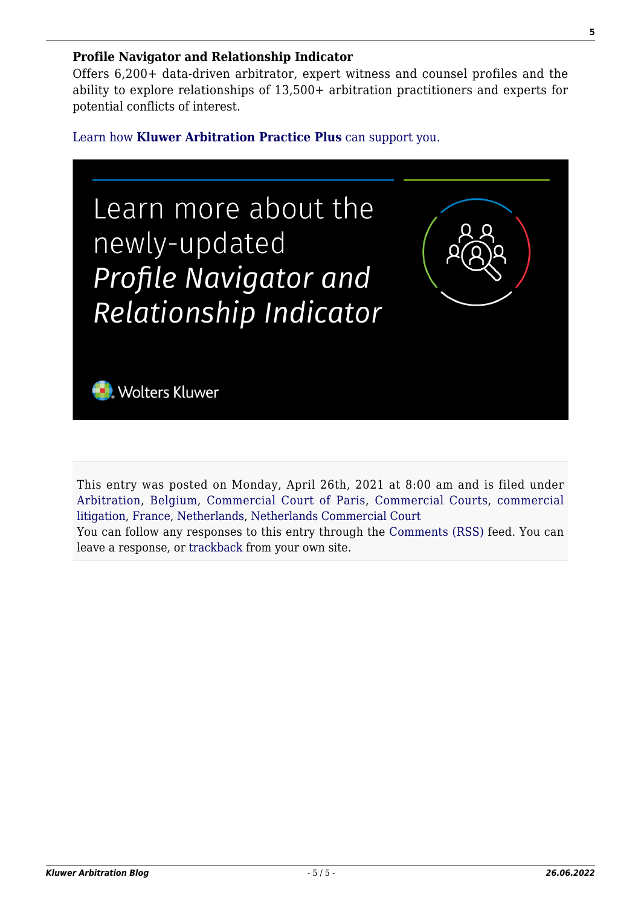**Profile Navigator and Relationship Indicator**

Offers 6,200+ data-driven arbitrator, expert witness and counsel profiles and the ability to explore relationships of 13,500+ arbitration practitioners and experts for potential conflicts of interest.

Learn how **Kluwer Arbitration Practice Plus** can support you.

Learn more about the newly-updated *Profile Navigator and Relationship Indicator*

Wolters Kluwer

This entry was posted on Monday, April 26th, 2021 at 8:00 am and is filed under Arbitration, Belgium, Commercial Court of Paris, Commercial Courts, commercial litigation, France, Netherlands, Netherlands Commercial Court

You can follow any responses to this entry through the Comments (RSS) feed. You can leave a response, or trackback from your own site.